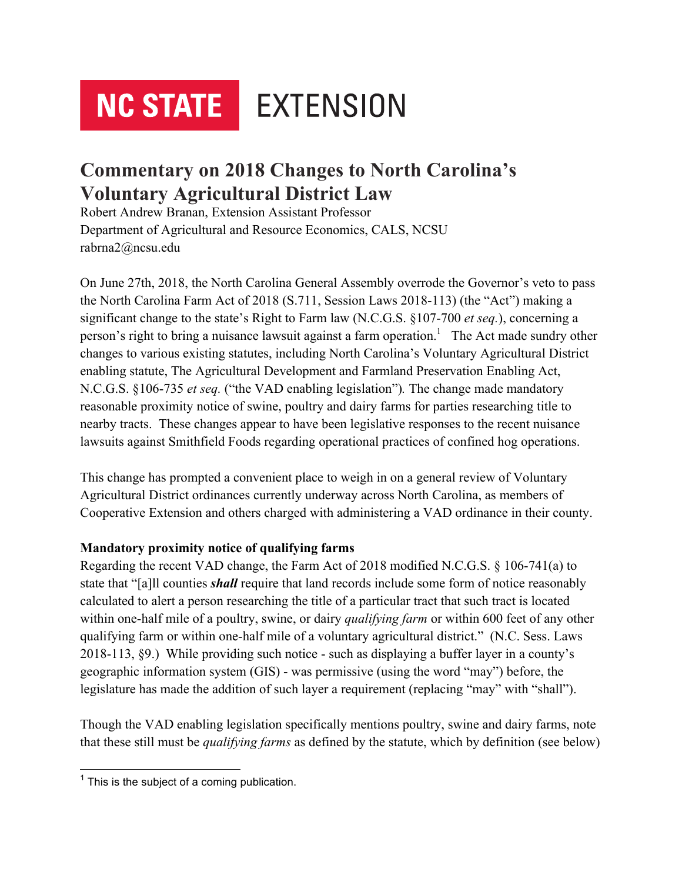NC STATE EXTENSION

# Commentary on 2018 Changes to North Carolina's Voluntary Agricultural District Law

Robert Andrew Branan, Extension Assistant Professor
Department of Agricultural and Resource Economics, CALS, NCSU
rabrna2@ncsu.edu

On June 27th, 2018, the North Carolina General Assembly overrode the Governor's veto to pass the North Carolina Farm Act of 2018 (S.711, Session Laws 2018-113) (the "Act") making a significant change to the state's Right to Farm law (N.C.G.S. §107-700 *et seq.*), concerning a person's right to bring a nuisance lawsuit against a farm operation.[1] The Act made sundry other changes to various existing statutes, including North Carolina's Voluntary Agricultural District enabling statute, The Agricultural Development and Farmland Preservation Enabling Act, N.C.G.S. §106-735 *et seq.* ("the VAD enabling legislation"). The change made mandatory reasonable proximity notice of swine, poultry and dairy farms for parties researching title to nearby tracts. These changes appear to have been legislative responses to the recent nuisance lawsuits against Smithfield Foods regarding operational practices of confined hog operations.

This change has prompted a convenient place to weigh in on a general review of Voluntary Agricultural District ordinances currently underway across North Carolina, as members of Cooperative Extension and others charged with administering a VAD ordinance in their county.

**Mandatory proximity notice of qualifying farms**

Regarding the recent VAD change, the Farm Act of 2018 modified N.C.G.S. § 106-741(a) to state that "[a]ll counties ***shall*** require that land records include some form of notice reasonably calculated to alert a person researching the title of a particular tract that such tract is located within one-half mile of a poultry, swine, or dairy *qualifying farm* or within 600 feet of any other qualifying farm or within one-half mile of a voluntary agricultural district." (N.C. Sess. Laws 2018-113, §9.) While providing such notice - such as displaying a buffer layer in a county's geographic information system (GIS) - was permissive (using the word "may") before, the legislature has made the addition of such layer a requirement (replacing "may" with "shall").

Though the VAD enabling legislation specifically mentions poultry, swine and dairy farms, note that these still must be *qualifying farms* as defined by the statute, which by definition (see below)

[1] This is the subject of a coming publication.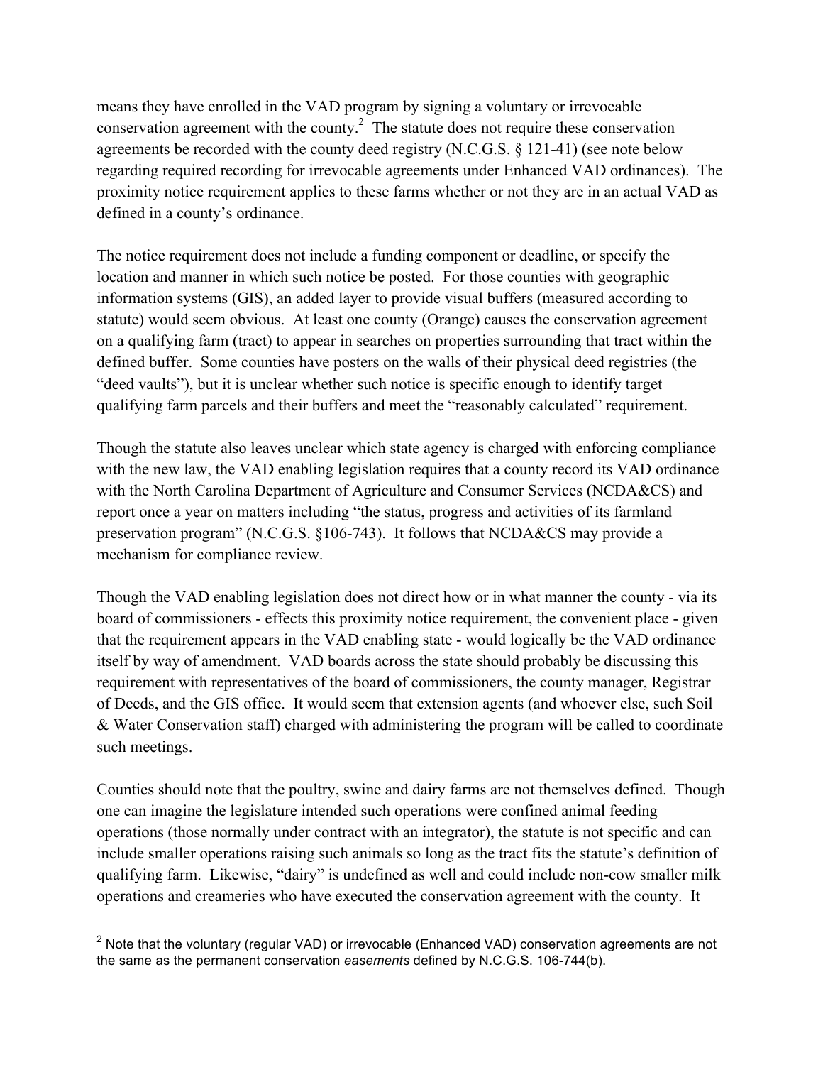means they have enrolled in the VAD program by signing a voluntary or irrevocable conservation agreement with the county.[2] The statute does not require these conservation agreements be recorded with the county deed registry (N.C.G.S. § 121-41) (see note below regarding required recording for irrevocable agreements under Enhanced VAD ordinances). The proximity notice requirement applies to these farms whether or not they are in an actual VAD as defined in a county's ordinance.

The notice requirement does not include a funding component or deadline, or specify the location and manner in which such notice be posted. For those counties with geographic information systems (GIS), an added layer to provide visual buffers (measured according to statute) would seem obvious. At least one county (Orange) causes the conservation agreement on a qualifying farm (tract) to appear in searches on properties surrounding that tract within the defined buffer. Some counties have posters on the walls of their physical deed registries (the "deed vaults"), but it is unclear whether such notice is specific enough to identify target qualifying farm parcels and their buffers and meet the "reasonably calculated" requirement.

Though the statute also leaves unclear which state agency is charged with enforcing compliance with the new law, the VAD enabling legislation requires that a county record its VAD ordinance with the North Carolina Department of Agriculture and Consumer Services (NCDA&CS) and report once a year on matters including "the status, progress and activities of its farmland preservation program" (N.C.G.S. §106-743). It follows that NCDA&CS may provide a mechanism for compliance review.

Though the VAD enabling legislation does not direct how or in what manner the county - via its board of commissioners - effects this proximity notice requirement, the convenient place - given that the requirement appears in the VAD enabling state - would logically be the VAD ordinance itself by way of amendment. VAD boards across the state should probably be discussing this requirement with representatives of the board of commissioners, the county manager, Registrar of Deeds, and the GIS office. It would seem that extension agents (and whoever else, such Soil & Water Conservation staff) charged with administering the program will be called to coordinate such meetings.

Counties should note that the poultry, swine and dairy farms are not themselves defined. Though one can imagine the legislature intended such operations were confined animal feeding operations (those normally under contract with an integrator), the statute is not specific and can include smaller operations raising such animals so long as the tract fits the statute's definition of qualifying farm. Likewise, "dairy" is undefined as well and could include non-cow smaller milk operations and creameries who have executed the conservation agreement with the county. It

---

[2] Note that the voluntary (regular VAD) or irrevocable (Enhanced VAD) conservation agreements are not the same as the permanent conservation *easements* defined by N.C.G.S. 106-744(b).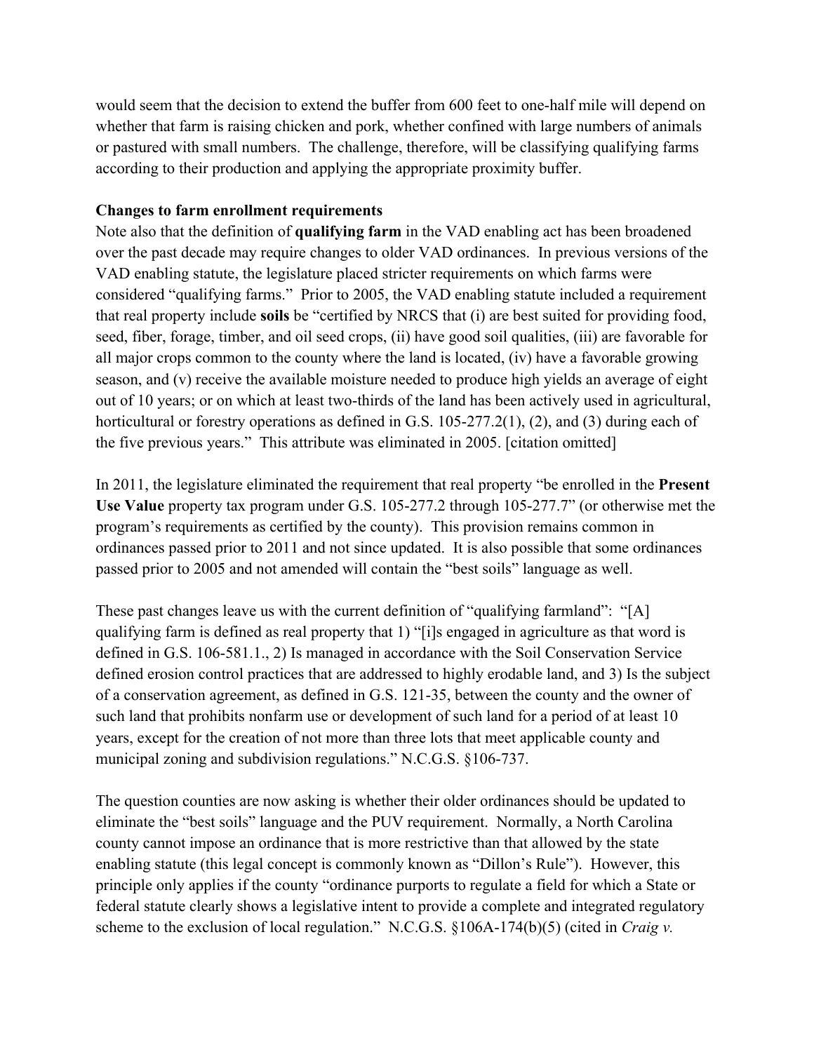would seem that the decision to extend the buffer from 600 feet to one-half mile will depend on whether that farm is raising chicken and pork, whether confined with large numbers of animals or pastured with small numbers. The challenge, therefore, will be classifying qualifying farms according to their production and applying the appropriate proximity buffer.

**Changes to farm enrollment requirements**

Note also that the definition of **qualifying farm** in the VAD enabling act has been broadened over the past decade may require changes to older VAD ordinances. In previous versions of the VAD enabling statute, the legislature placed stricter requirements on which farms were considered "qualifying farms." Prior to 2005, the VAD enabling statute included a requirement that real property include **soils** be "certified by NRCS that (i) are best suited for providing food, seed, fiber, forage, timber, and oil seed crops, (ii) have good soil qualities, (iii) are favorable for all major crops common to the county where the land is located, (iv) have a favorable growing season, and (v) receive the available moisture needed to produce high yields an average of eight out of 10 years; or on which at least two-thirds of the land has been actively used in agricultural, horticultural or forestry operations as defined in G.S. 105-277.2(1), (2), and (3) during each of the five previous years." This attribute was eliminated in 2005. [citation omitted]

In 2011, the legislature eliminated the requirement that real property "be enrolled in the **Present Use Value** property tax program under G.S. 105-277.2 through 105-277.7" (or otherwise met the program's requirements as certified by the county). This provision remains common in ordinances passed prior to 2011 and not since updated. It is also possible that some ordinances passed prior to 2005 and not amended will contain the "best soils" language as well.

These past changes leave us with the current definition of "qualifying farmland": "[A] qualifying farm is defined as real property that 1) "[i]s engaged in agriculture as that word is defined in G.S. 106-581.1., 2) Is managed in accordance with the Soil Conservation Service defined erosion control practices that are addressed to highly erodable land, and 3) Is the subject of a conservation agreement, as defined in G.S. 121-35, between the county and the owner of such land that prohibits nonfarm use or development of such land for a period of at least 10 years, except for the creation of not more than three lots that meet applicable county and municipal zoning and subdivision regulations." N.C.G.S. §106-737.

The question counties are now asking is whether their older ordinances should be updated to eliminate the "best soils" language and the PUV requirement. Normally, a North Carolina county cannot impose an ordinance that is more restrictive than that allowed by the state enabling statute (this legal concept is commonly known as "Dillon's Rule"). However, this principle only applies if the county "ordinance purports to regulate a field for which a State or federal statute clearly shows a legislative intent to provide a complete and integrated regulatory scheme to the exclusion of local regulation." N.C.G.S. §106A-174(b)(5) (cited in *Craig v.*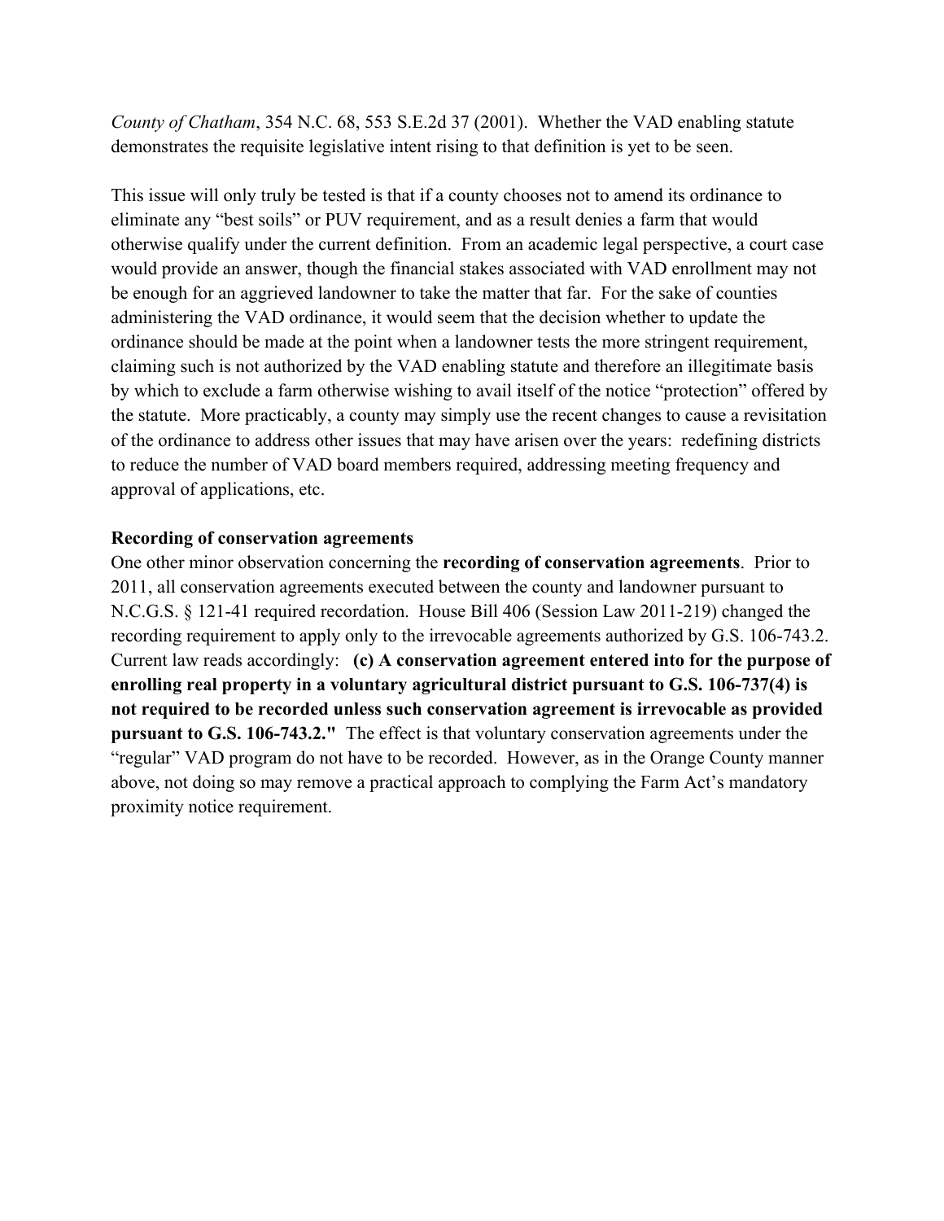*County of Chatham*, 354 N.C. 68, 553 S.E.2d 37 (2001). Whether the VAD enabling statute demonstrates the requisite legislative intent rising to that definition is yet to be seen.

This issue will only truly be tested is that if a county chooses not to amend its ordinance to eliminate any "best soils" or PUV requirement, and as a result denies a farm that would otherwise qualify under the current definition. From an academic legal perspective, a court case would provide an answer, though the financial stakes associated with VAD enrollment may not be enough for an aggrieved landowner to take the matter that far. For the sake of counties administering the VAD ordinance, it would seem that the decision whether to update the ordinance should be made at the point when a landowner tests the more stringent requirement, claiming such is not authorized by the VAD enabling statute and therefore an illegitimate basis by which to exclude a farm otherwise wishing to avail itself of the notice "protection" offered by the statute. More practicably, a county may simply use the recent changes to cause a revisitation of the ordinance to address other issues that may have arisen over the years: redefining districts to reduce the number of VAD board members required, addressing meeting frequency and approval of applications, etc.

**Recording of conservation agreements**

One other minor observation concerning the **recording of conservation agreements**. Prior to 2011, all conservation agreements executed between the county and landowner pursuant to N.C.G.S. § 121-41 required recordation. House Bill 406 (Session Law 2011-219) changed the recording requirement to apply only to the irrevocable agreements authorized by G.S. 106-743.2. Current law reads accordingly: **(c) A conservation agreement entered into for the purpose of enrolling real property in a voluntary agricultural district pursuant to G.S. 106-737(4) is not required to be recorded unless such conservation agreement is irrevocable as provided pursuant to G.S. 106-743.2."** The effect is that voluntary conservation agreements under the "regular" VAD program do not have to be recorded. However, as in the Orange County manner above, not doing so may remove a practical approach to complying the Farm Act's mandatory proximity notice requirement.